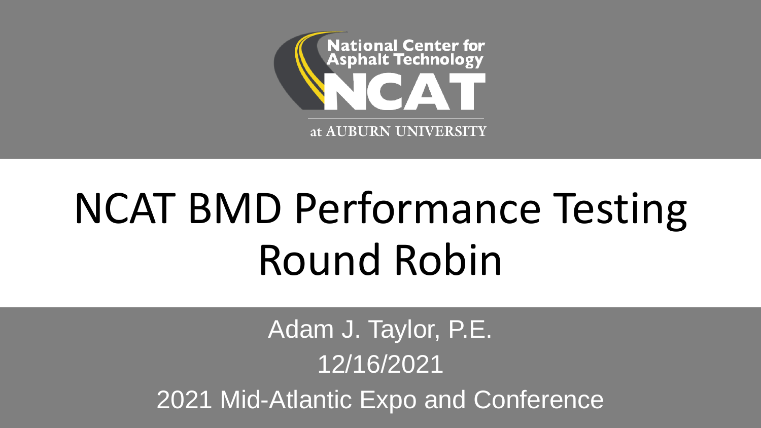National Center for Asphalt Technology

NCAT

at AUBURN UNIVERSITY

# NCAT BMD Performance Testing Round Robin

Adam J. Taylor, P.E.

12/16/2021

2021 Mid-Atlantic Expo and Conference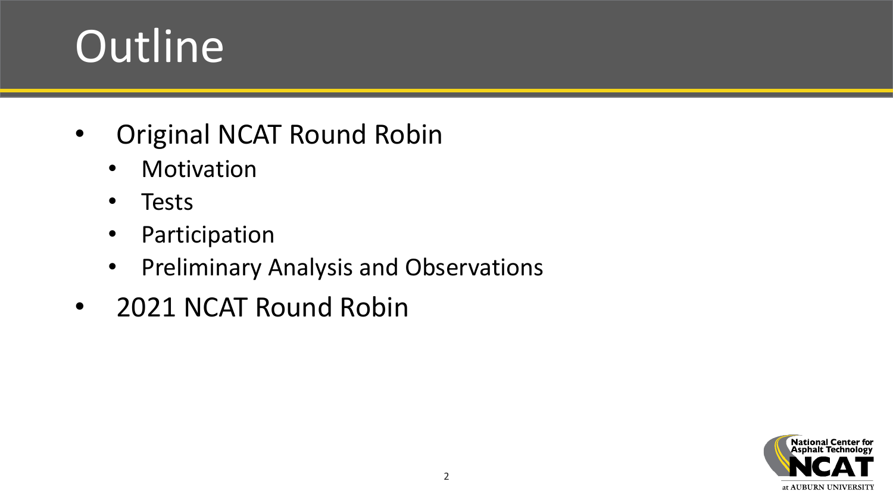# Outline

- Original NCAT Round Robin
  - Motivation
  - Tests
  - Participation
  - Preliminary Analysis and Observations
- 2021 NCAT Round Robin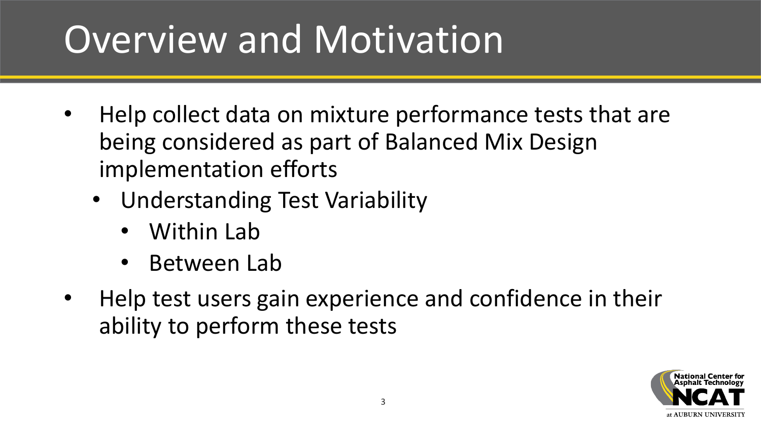# Overview and Motivation

- Help collect data on mixture performance tests that are being considered as part of Balanced Mix Design implementation efforts
  - Understanding Test Variability
    - Within Lab
    - Between Lab
- Help test users gain experience and confidence in their ability to perform these tests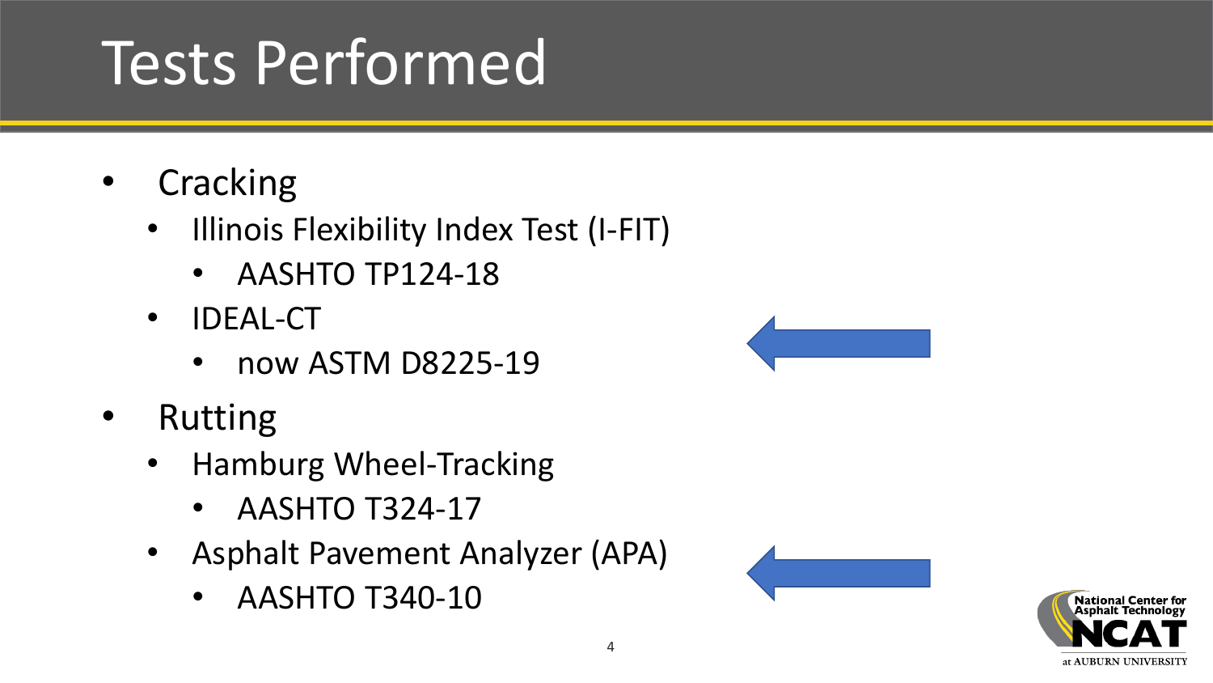# Tests Performed

- Cracking
  - Illinois Flexibility Index Test (I-FIT)
    - AASHTO TP124-18
  - IDEAL-CT
    - now ASTM D8225-19
- Rutting
  - Hamburg Wheel-Tracking
    - AASHTO T324-17
  - Asphalt Pavement Analyzer (APA)
    - AASHTO T340-10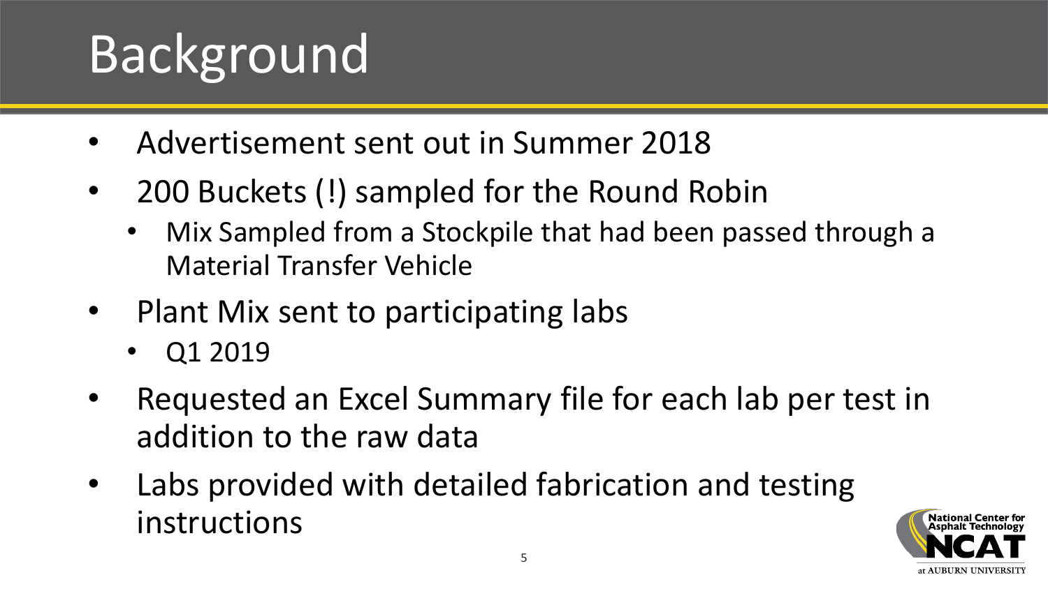# Background

- Advertisement sent out in Summer 2018
- 200 Buckets (!) sampled for the Round Robin
  - Mix Sampled from a Stockpile that had been passed through a Material Transfer Vehicle
- Plant Mix sent to participating labs
  - Q1 2019
- Requested an Excel Summary file for each lab per test in addition to the raw data
- Labs provided with detailed fabrication and testing instructions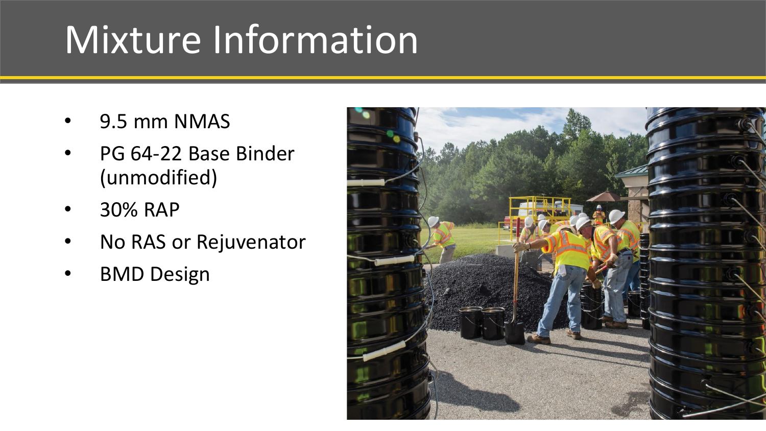# Mixture Information

- 9.5 mm NMAS
- PG 64-22 Base Binder (unmodified)
- 30% RAP
- No RAS or Rejuvenator
- BMD Design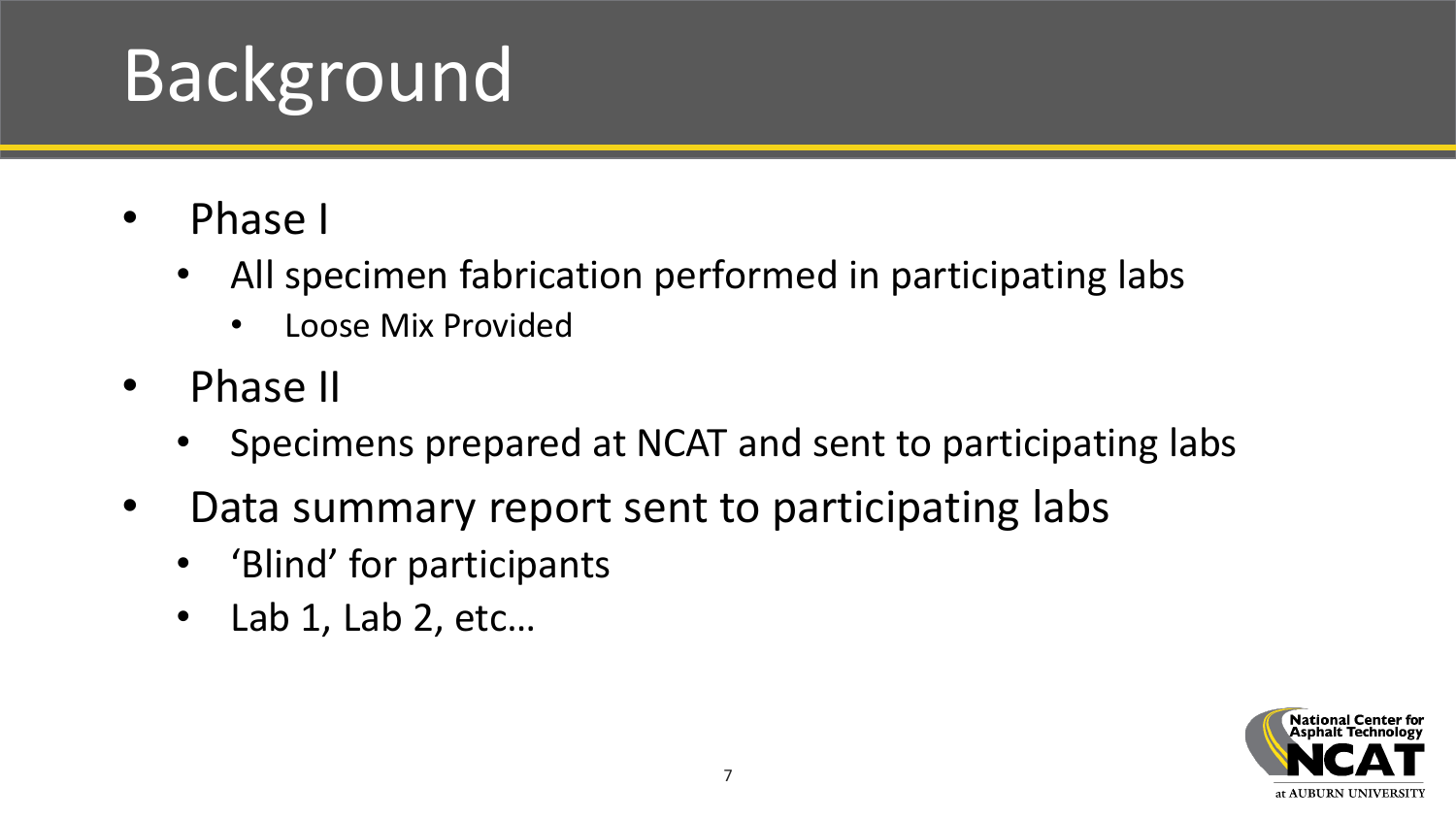# Background

- Phase I
  - All specimen fabrication performed in participating labs
    - Loose Mix Provided
- Phase II
  - Specimens prepared at NCAT and sent to participating labs
- Data summary report sent to participating labs
  - 'Blind' for participants
  - Lab 1, Lab 2, etc…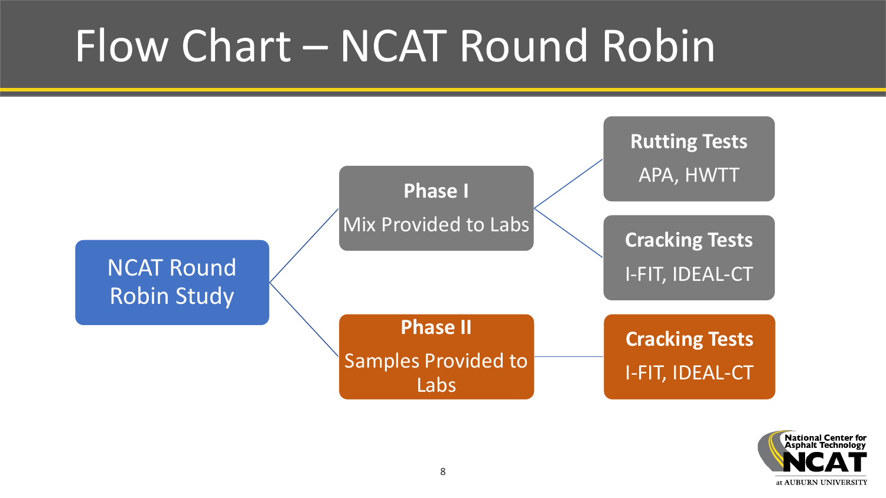# Flow Chart – NCAT Round Robin

- **NCAT Round Robin Study**
  - **Phase I** – Mix Provided to Labs
    - **Rutting Tests** – APA, HWTT
    - **Cracking Tests** – I-FIT, IDEAL-CT
  - **Phase II** – Samples Provided to Labs
    - **Cracking Tests** – I-FIT, IDEAL-CT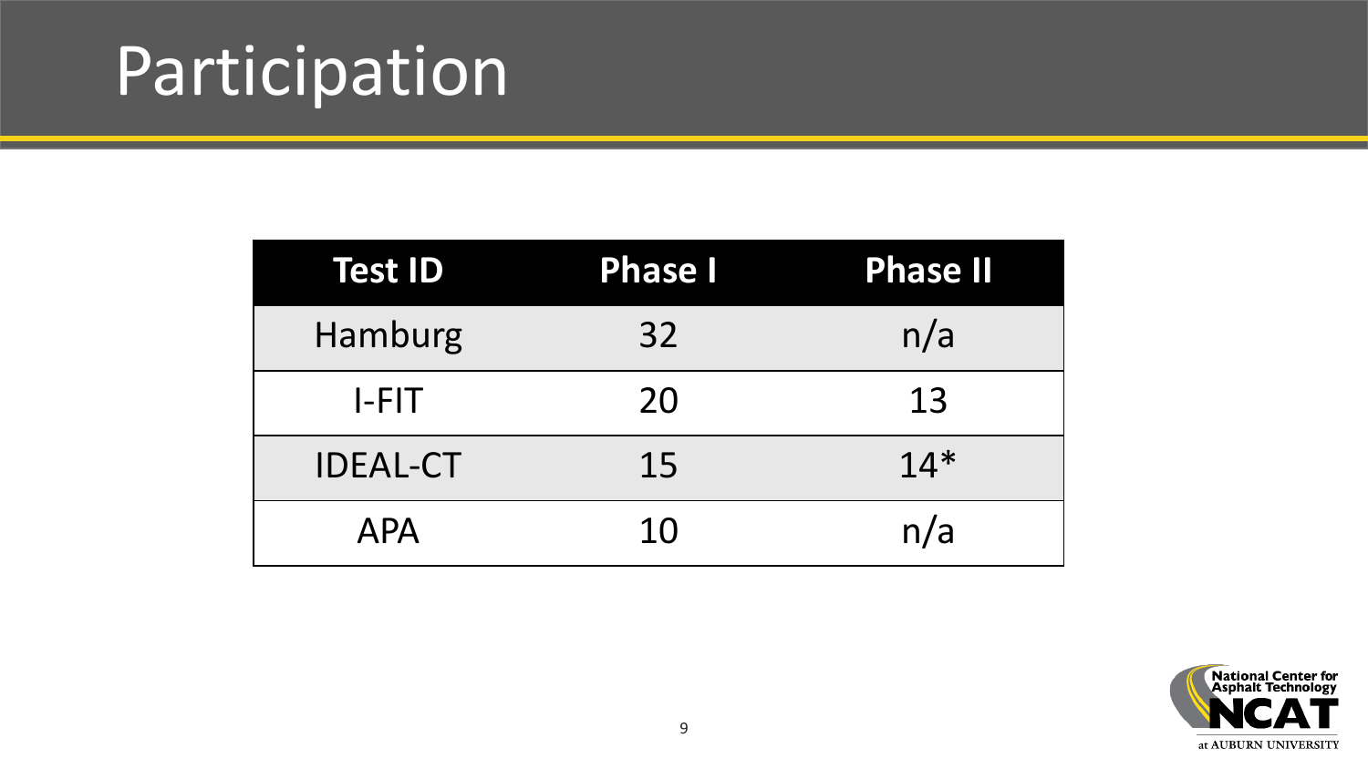# Participation

| Test ID | Phase I | Phase II |
| --- | --- | --- |
| Hamburg | 32 | n/a |
| I-FIT | 20 | 13 |
| IDEAL-CT | 15 | 14* |
| APA | 10 | n/a |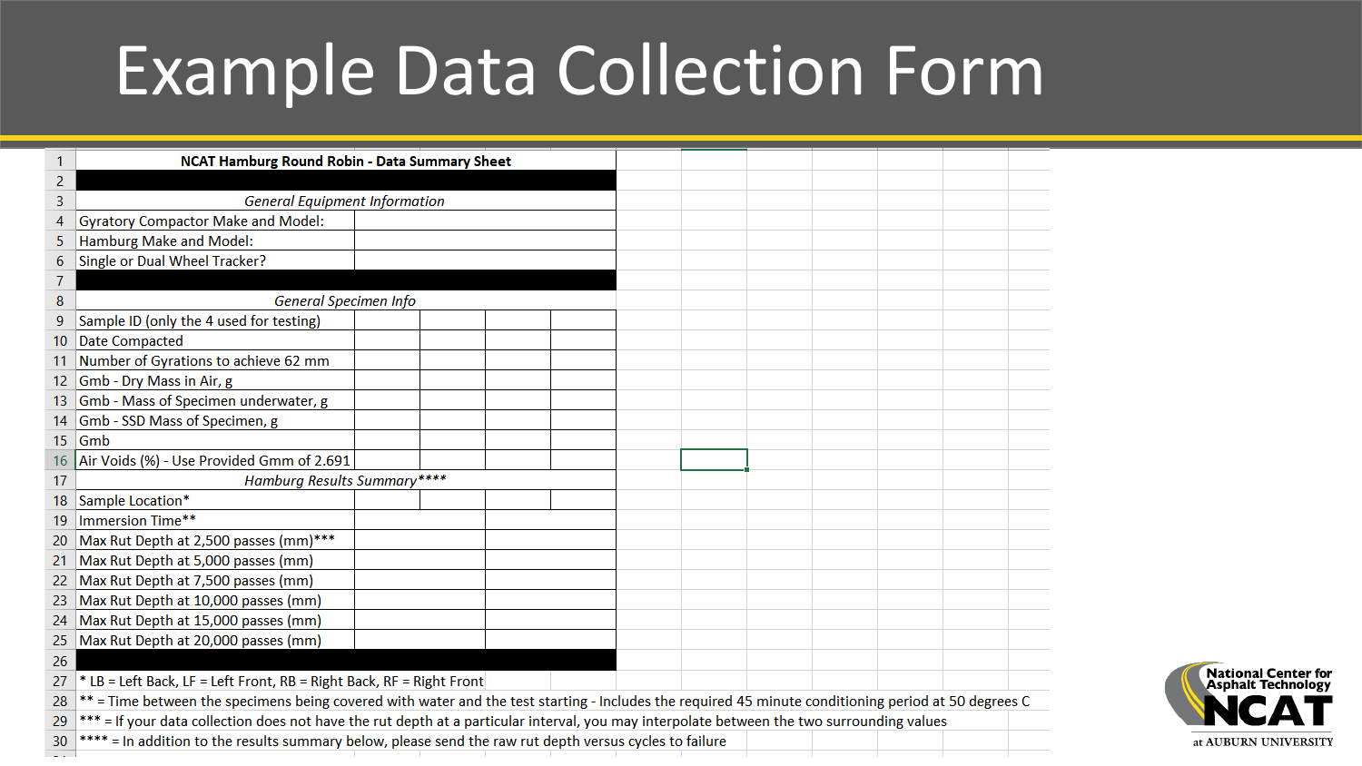# Example Data Collection Form

| NCAT Hamburg Round Robin - Data Summary Sheet | | | | |
|---|---|---|---|---|
| | | | | |
| *General Equipment Information* | | | | |
| Gyratory Compactor Make and Model: | | | | |
| Hamburg Make and Model: | | | | |
| Single or Dual Wheel Tracker? | | | | |
| | | | | |
| *General Specimen Info* | | | | |
| Sample ID (only the 4 used for testing) | | | | |
| Date Compacted | | | | |
| Number of Gyrations to achieve 62 mm | | | | |
| Gmb - Dry Mass in Air, g | | | | |
| Gmb - Mass of Specimen underwater, g | | | | |
| Gmb - SSD Mass of Specimen, g | | | | |
| Gmb | | | | |
| Air Voids (%) - Use Provided Gmm of 2.691 | | | | |
| *Hamburg Results Summary*** ** | | | | |
| Sample Location* | | | | |
| Immersion Time** | | | | |
| Max Rut Depth at 2,500 passes (mm)*** | | | | |
| Max Rut Depth at 5,000 passes (mm) | | | | |
| Max Rut Depth at 7,500 passes (mm) | | | | |
| Max Rut Depth at 10,000 passes (mm) | | | | |
| Max Rut Depth at 15,000 passes (mm) | | | | |
| Max Rut Depth at 20,000 passes (mm) | | | | |

\* LB = Left Back, LF = Left Front, RB = Right Back, RF = Right Front

** = Time between the specimens being covered with water and the test starting - Includes the required 45 minute conditioning period at 50 degrees C

*** = If your data collection does not have the rut depth at a particular interval, you may interpolate between the two surrounding values

**** = In addition to the results summary below, please send the raw rut depth versus cycles to failure

National Center for Asphalt Technology NCAT at AUBURN UNIVERSITY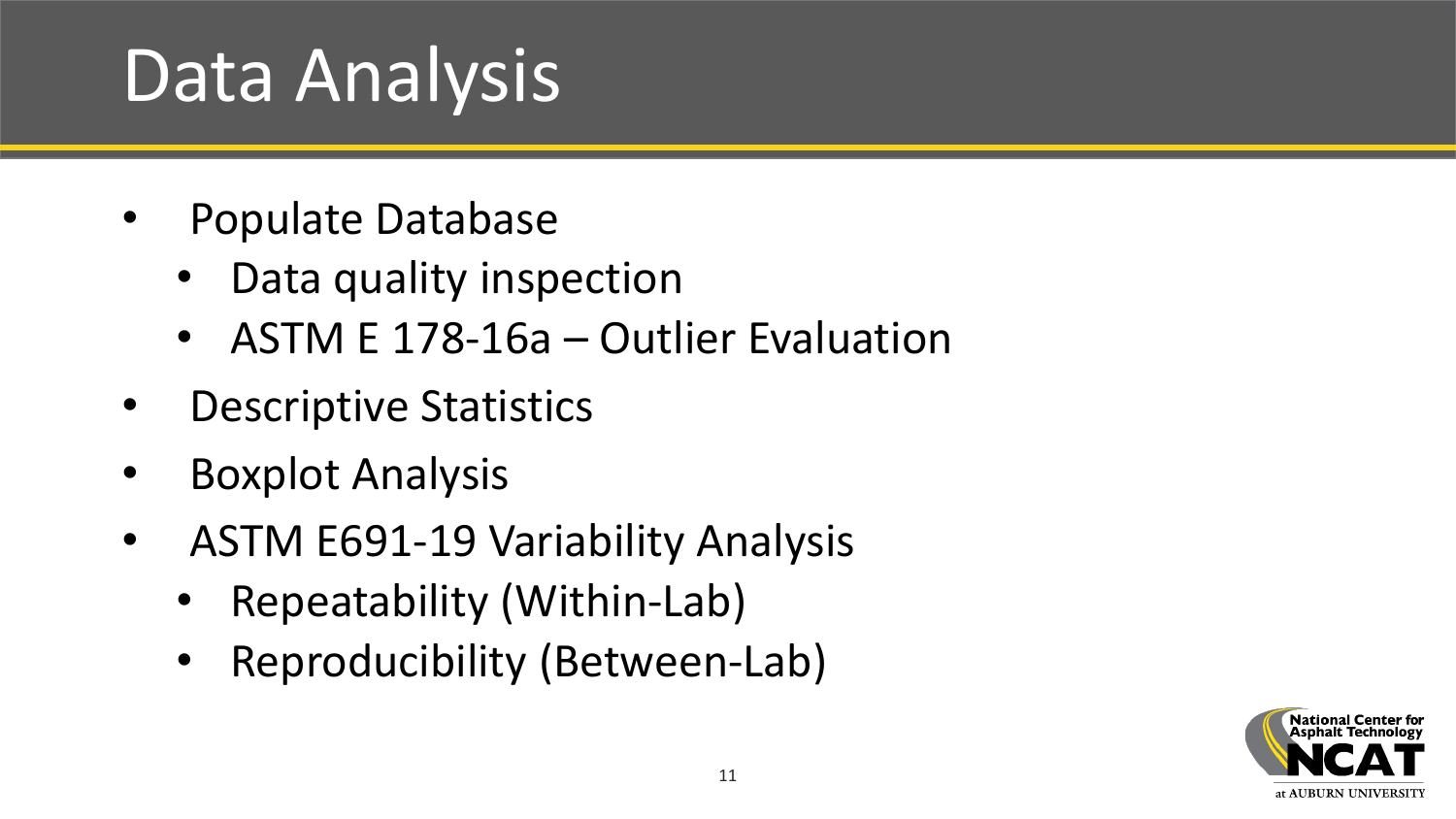# Data Analysis

- Populate Database
  - Data quality inspection
  - ASTM E 178-16a – Outlier Evaluation
- Descriptive Statistics
- Boxplot Analysis
- ASTM E691-19 Variability Analysis
  - Repeatability (Within-Lab)
  - Reproducibility (Between-Lab)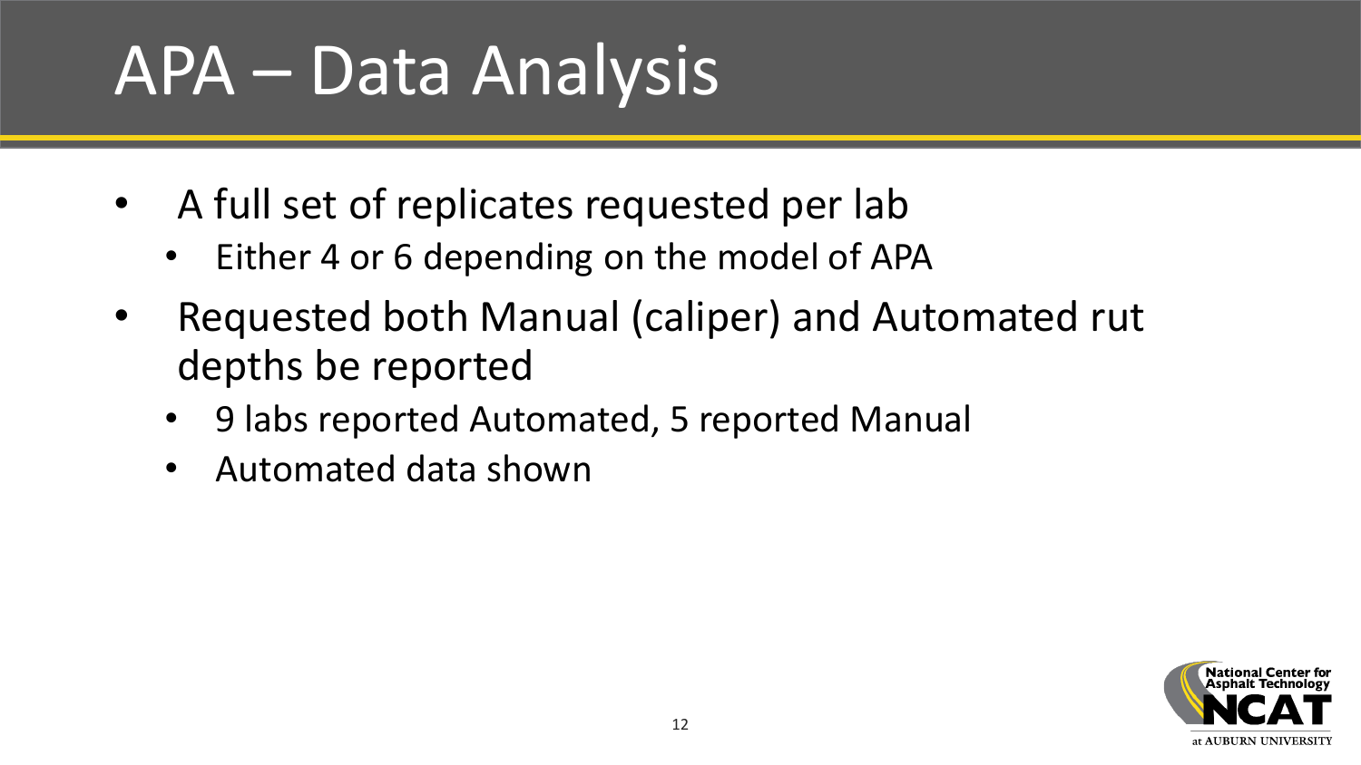# APA – Data Analysis

- A full set of replicates requested per lab
  - Either 4 or 6 depending on the model of APA
- Requested both Manual (caliper) and Automated rut depths be reported
  - 9 labs reported Automated, 5 reported Manual
  - Automated data shown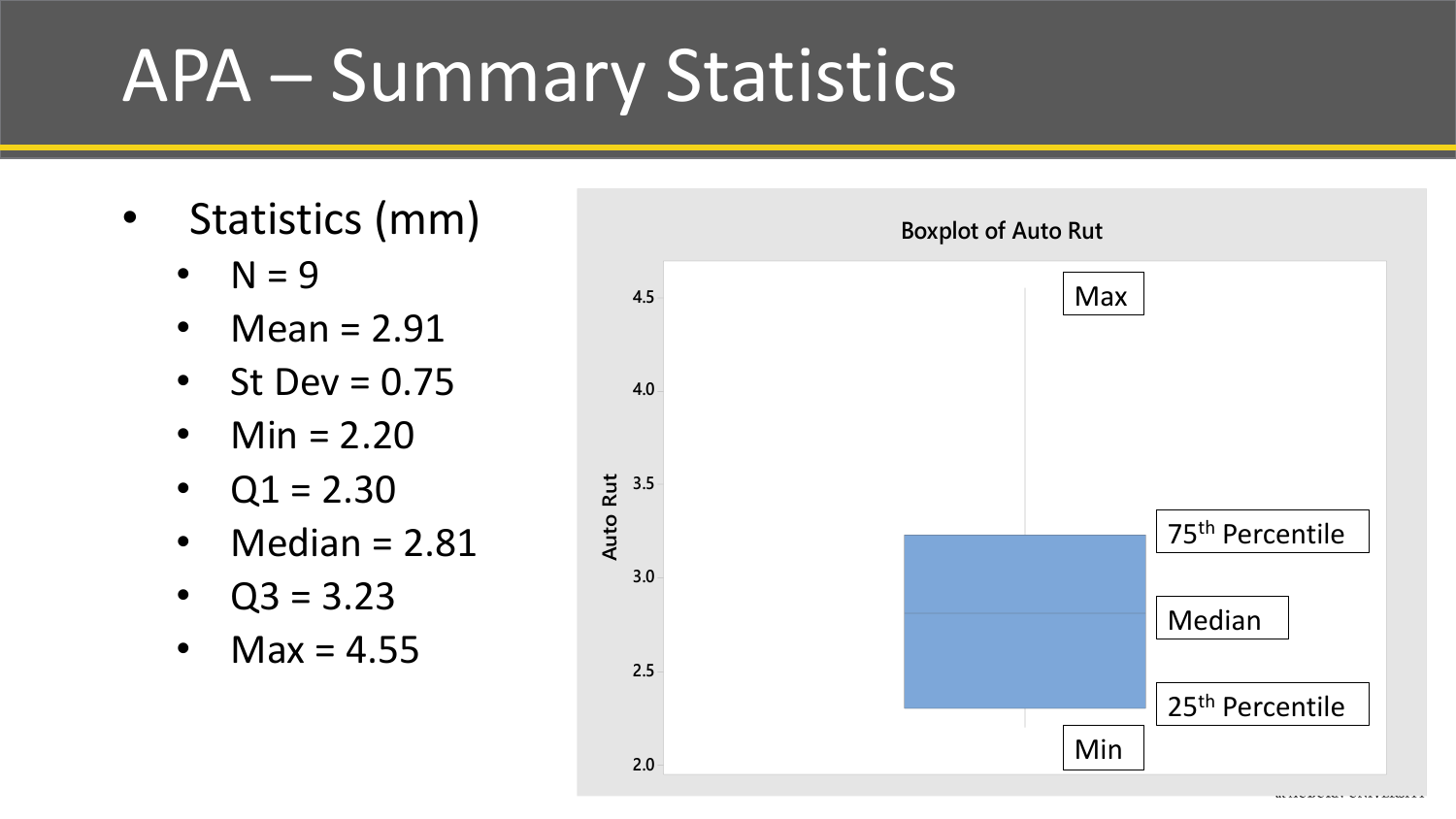# APA – Summary Statistics

- Statistics (mm)
  - N = 9
  - Mean = 2.91
  - St Dev = 0.75
  - Min = 2.20
  - Q1 = 2.30
  - Median = 2.81
  - Q3 = 3.23
  - Max = 4.55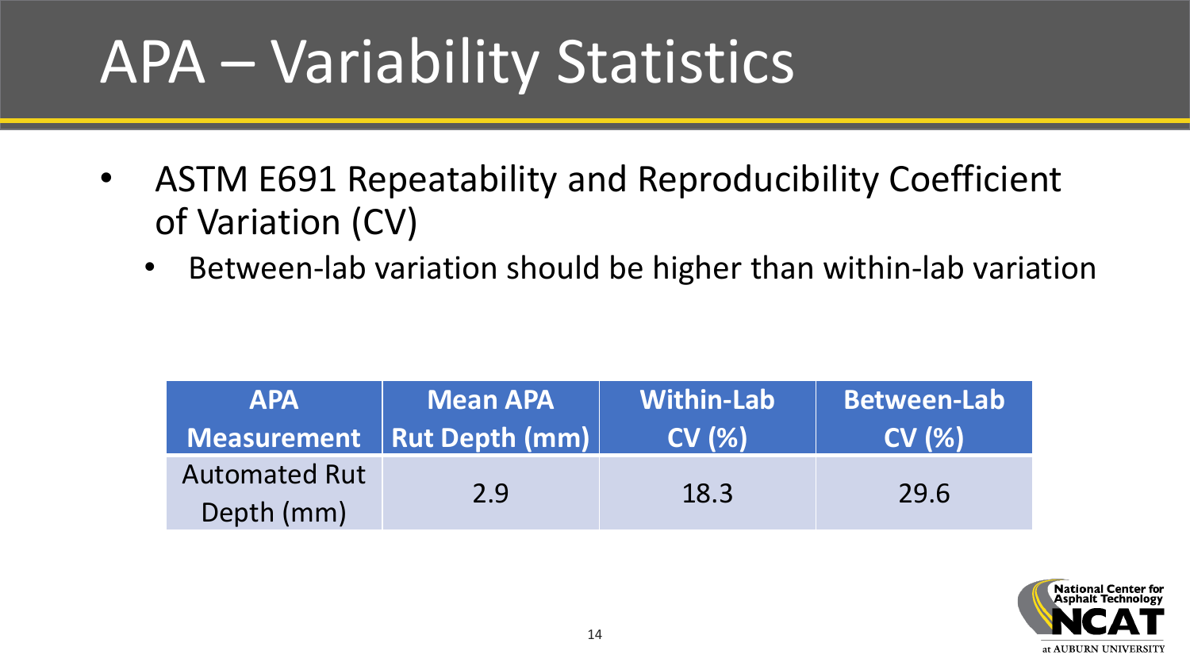# APA – Variability Statistics

- ASTM E691 Repeatability and Reproducibility Coefficient of Variation (CV)
  - Between-lab variation should be higher than within-lab variation

| APA Measurement | Mean APA Rut Depth (mm) | Within-Lab CV (%) | Between-Lab CV (%) |
|---|---|---|---|
| Automated Rut Depth (mm) | 2.9 | 18.3 | 29.6 |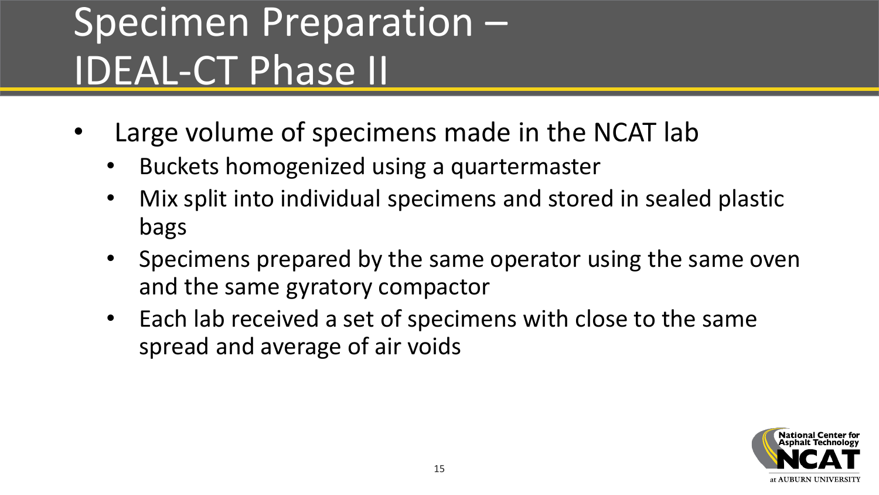# Specimen Preparation – IDEAL-CT Phase II

- Large volume of specimens made in the NCAT lab
  - Buckets homogenized using a quartermaster
  - Mix split into individual specimens and stored in sealed plastic bags
  - Specimens prepared by the same operator using the same oven and the same gyratory compactor
  - Each lab received a set of specimens with close to the same spread and average of air voids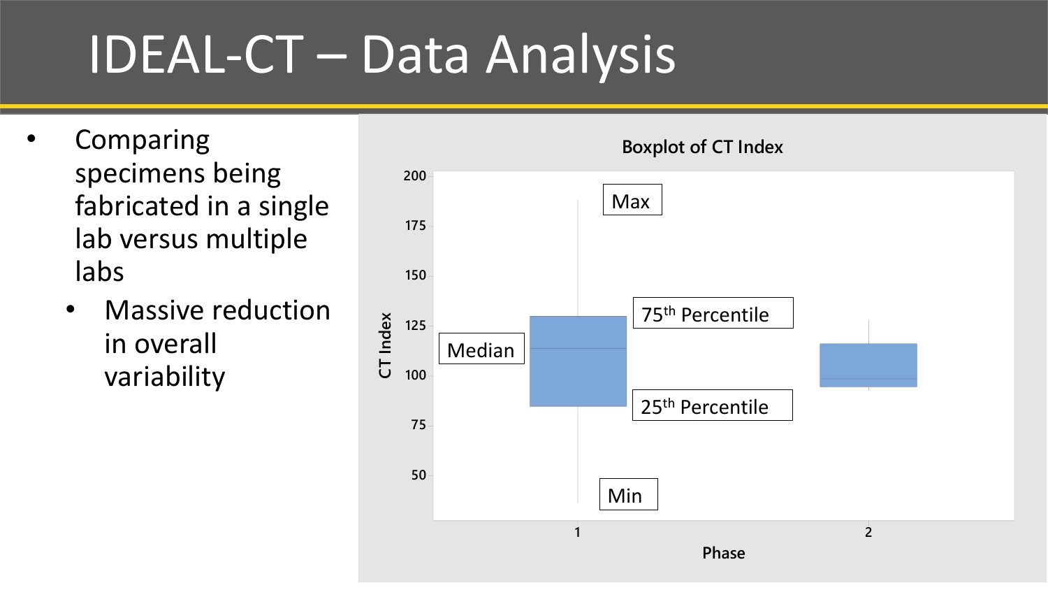# IDEAL-CT – Data Analysis

- Comparing specimens being fabricated in a single lab versus multiple labs
  - Massive reduction in overall variability

**Boxplot of CT Index**

CT Index: 50, 75, 100, 125, 150, 175, 200

Phase: 1, 2

Max

75th Percentile

Median

25th Percentile

Min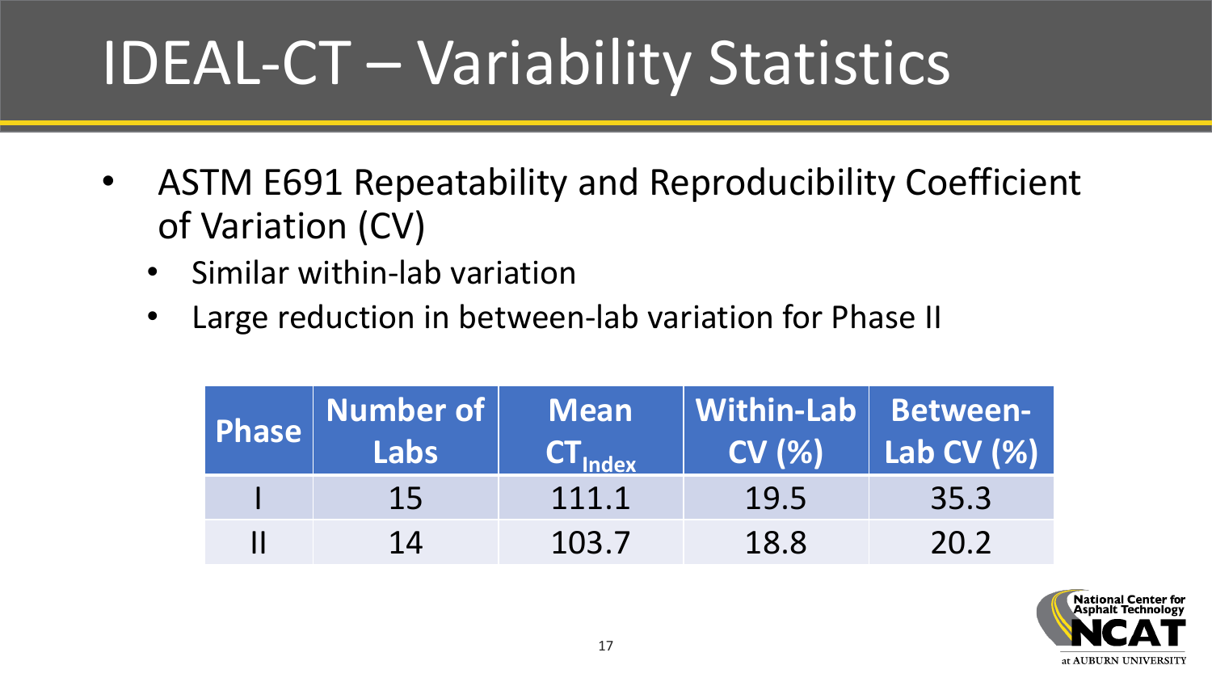# IDEAL-CT – Variability Statistics

- ASTM E691 Repeatability and Reproducibility Coefficient of Variation (CV)
  - Similar within-lab variation
  - Large reduction in between-lab variation for Phase II

| Phase | Number of Labs | Mean $CT_{Index}$ | Within-Lab CV (%) | Between-Lab CV (%) |
|---|---|---|---|---|
| I | 15 | 111.1 | 19.5 | 35.3 |
| II | 14 | 103.7 | 18.8 | 20.2 |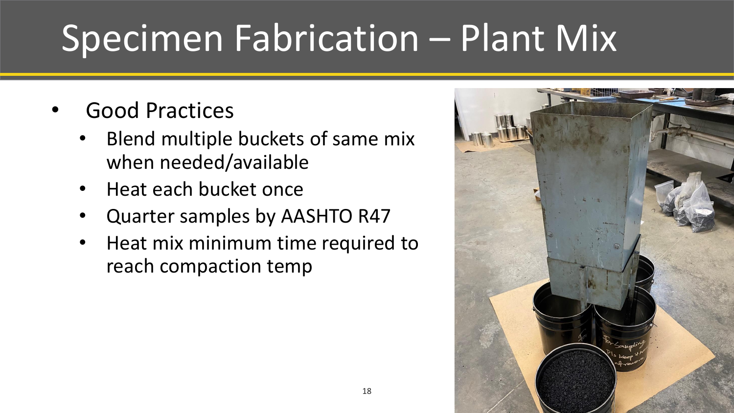# Specimen Fabrication – Plant Mix

- Good Practices
  - Blend multiple buckets of same mix when needed/available
  - Heat each bucket once
  - Quarter samples by AASHTO R47
  - Heat mix minimum time required to reach compaction temp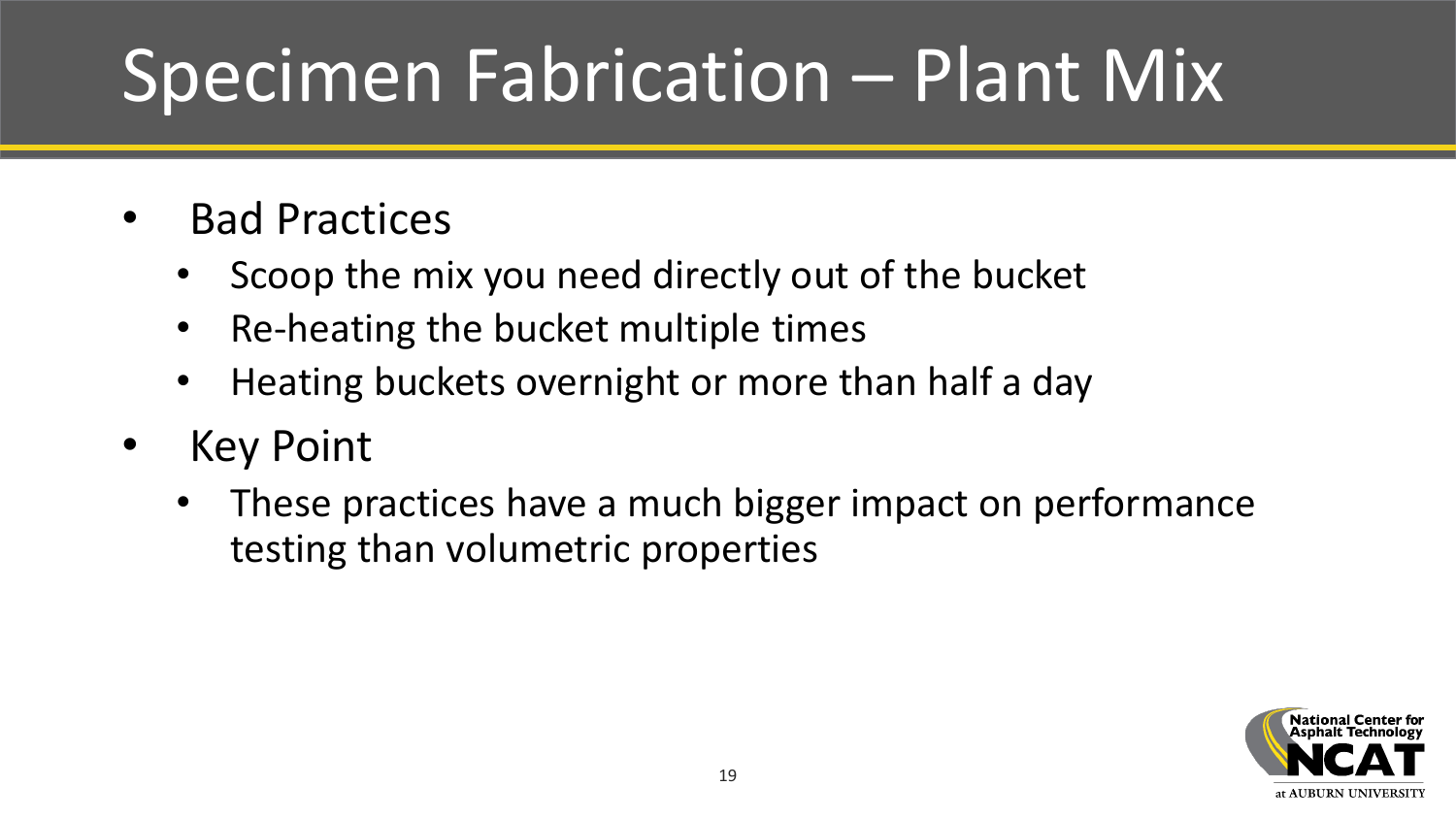# Specimen Fabrication – Plant Mix

- Bad Practices
  - Scoop the mix you need directly out of the bucket
  - Re-heating the bucket multiple times
  - Heating buckets overnight or more than half a day
- Key Point
  - These practices have a much bigger impact on performance testing than volumetric properties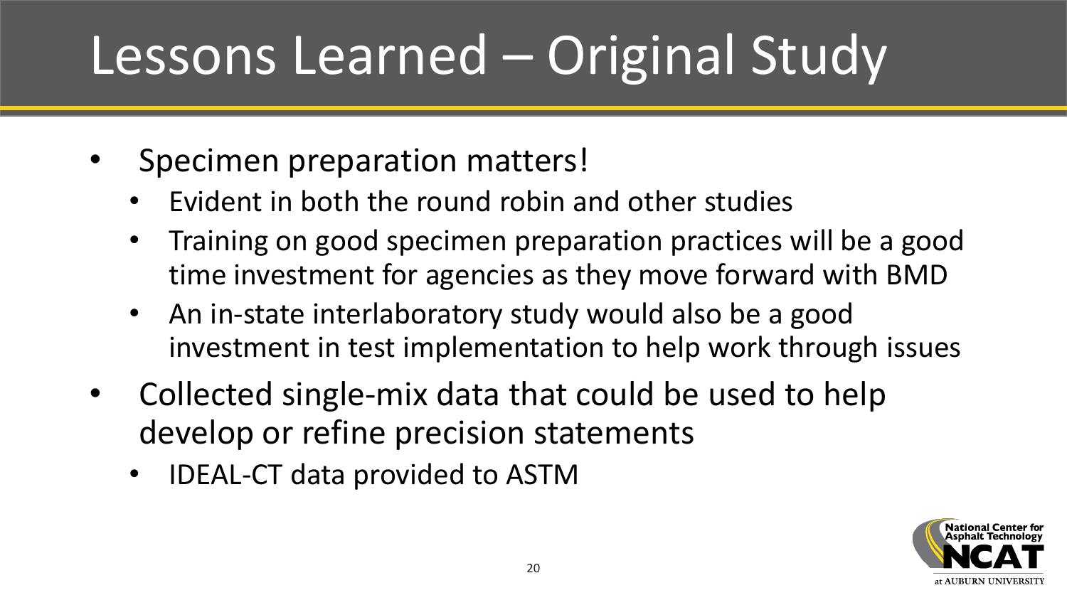# Lessons Learned – Original Study

- Specimen preparation matters!
  - Evident in both the round robin and other studies
  - Training on good specimen preparation practices will be a good time investment for agencies as they move forward with BMD
  - An in-state interlaboratory study would also be a good investment in test implementation to help work through issues
- Collected single-mix data that could be used to help develop or refine precision statements
  - IDEAL-CT data provided to ASTM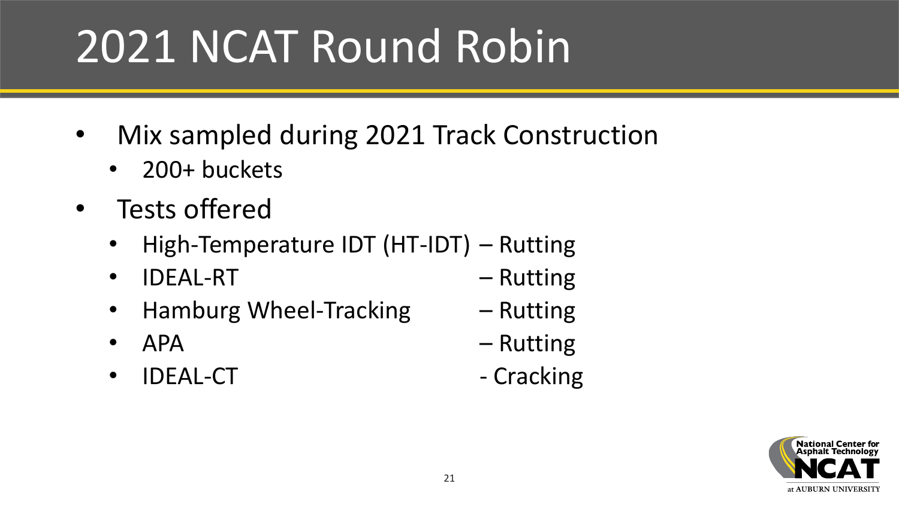# 2021 NCAT Round Robin

- Mix sampled during 2021 Track Construction
  - 200+ buckets
- Tests offered
  - High-Temperature IDT (HT-IDT) – Rutting
  - IDEAL-RT – Rutting
  - Hamburg Wheel-Tracking – Rutting
  - APA – Rutting
  - IDEAL-CT - Cracking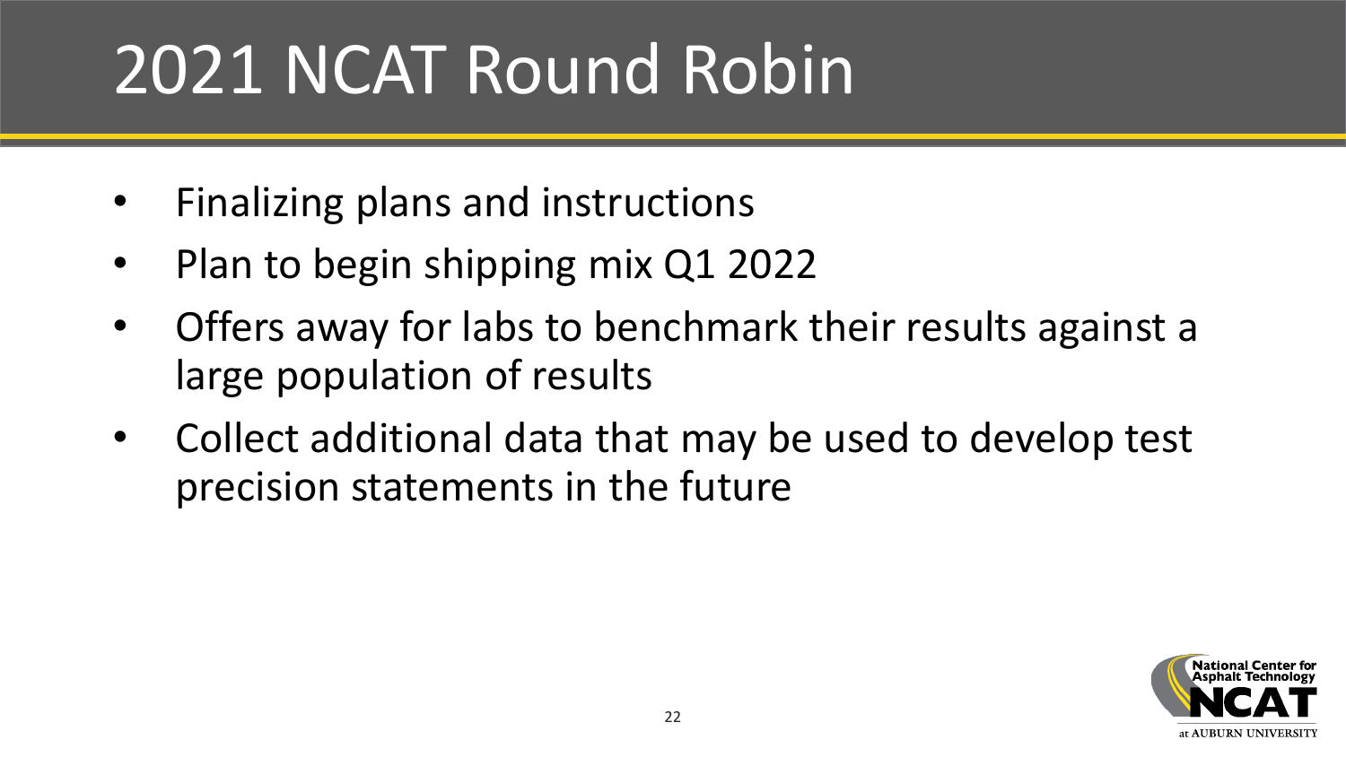# 2021 NCAT Round Robin

- Finalizing plans and instructions
- Plan to begin shipping mix Q1 2022
- Offers away for labs to benchmark their results against a large population of results
- Collect additional data that may be used to develop test precision statements in the future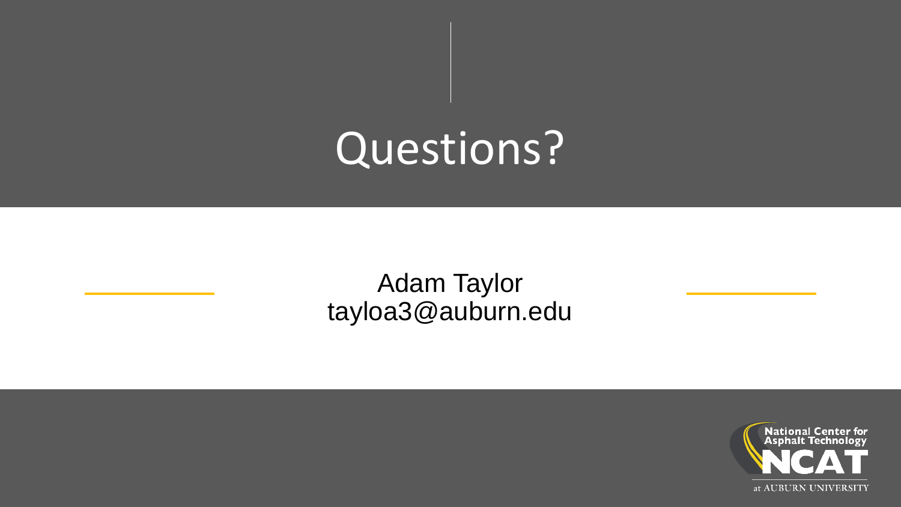# Questions?

Adam Taylor
tayloa3@auburn.edu

National Center for Asphalt Technology
NCAT
at AUBURN UNIVERSITY